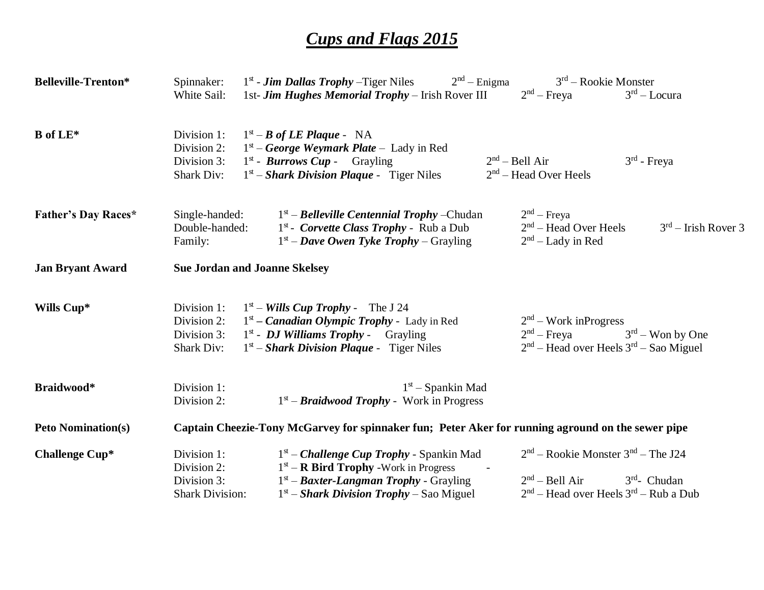# ***Cups and Flags 2015***

| Event | Division | 1st | 2nd | 3rd |
|---|---|---|---|---|
| **Belleville-Trenton*** | Spinnaker: | 1st - ***Jim Dallas Trophy*** –Tiger Niles | 2nd – Enigma | 3rd – Rookie Monster |
| | White Sail: | 1st- ***Jim Hughes Memorial Trophy*** – Irish Rover III | 2nd – Freya | 3rd – Locura |
| **B of LE*** | Division 1: | 1st – ***B of LE Plaque*** - NA | | |
| | Division 2: | 1st – ***George Weymark Plate*** – Lady in Red | | |
| | Division 3: | 1st - ***Burrows Cup*** - Grayling | 2nd – Bell Air | 3rd - Freya |
| | Shark Div: | 1st – ***Shark Division Plaque*** - Tiger Niles | 2nd – Head Over Heels | |
| **Father's Day Races*** | Single-handed: | 1st – ***Belleville Centennial Trophy*** –Chudan | 2nd – Freya | |
| | Double-handed: | 1st - ***Corvette Class Trophy*** - Rub a Dub | 2nd – Head Over Heels | 3rd – Irish Rover 3 |
| | Family: | 1st – ***Dave Owen Tyke Trophy*** – Grayling | 2nd – Lady in Red | |
| **Jan Bryant Award** | **Sue Jordan and Joanne Skelsey** | | | |
| **Wills Cup*** | Division 1: | 1st – ***Wills Cup Trophy*** - The J 24 | | |
| | Division 2: | 1st **– *Canadian Olympic Trophy*** - Lady in Red | 2nd – Work inProgress | |
| | Division 3: | 1st - ***DJ Williams Trophy*** - Grayling | 2nd – Freya | 3rd – Won by One |
| | Shark Div: | 1st – ***Shark Division Plaque*** - Tiger Niles | 2nd – Head over Heels | 3rd – Sao Miguel |
| **Braidwood*** | Division 1: | 1st – Spankin Mad | | |
| | Division 2: | 1st – ***Braidwood Trophy*** - Work in Progress | | |
| **Peto Nomination(s)** | **Captain Cheezie-Tony McGarvey for spinnaker fun; Peter Aker for running aground on the sewer pipe** | | | |
| **Challenge Cup*** | Division 1: | 1st – ***Challenge Cup Trophy*** - Spankin Mad | 2nd – Rookie Monster | 3nd – The J24 |
| | Division 2: | 1st – **R Bird Trophy** -Work in Progress | - | |
| | Division 3: | 1st – ***Baxter-Langman Trophy*** - Grayling | 2nd – Bell Air | 3rd- Chudan |
| | Shark Division: | 1st – ***Shark Division Trophy*** – Sao Miguel | 2nd – Head over Heels | 3rd – Rub a Dub |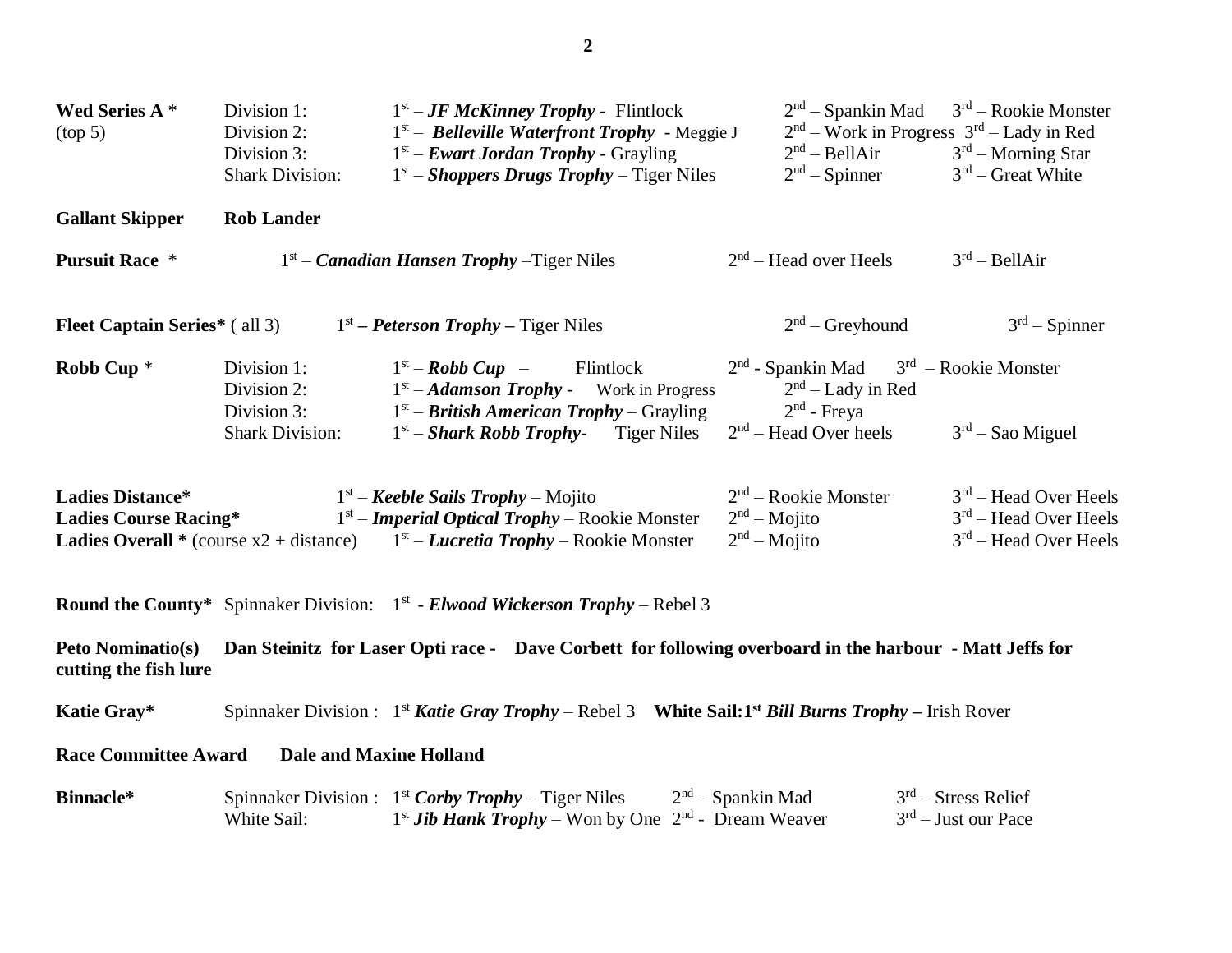**Wed Series A** * (top 5)

| | Division | 1st | 2nd | 3rd |
|---|---|---|---|---|
| | Division 1: | 1st – ***JF McKinney Trophy*** - Flintlock | 2nd – Spankin Mad | 3rd – Rookie Monster |
| | Division 2: | 1st – ***Belleville Waterfront Trophy*** - Meggie J | 2nd – Work in Progress | 3rd – Lady in Red |
| | Division 3: | 1st – ***Ewart Jordan Trophy*** - Grayling | 2nd – BellAir | 3rd – Morning Star |
| | Shark Division: | 1st – ***Shoppers Drugs Trophy*** – Tiger Niles | 2nd – Spinner | 3rd – Great White |

**Gallant Skipper** **Rob Lander**

**Pursuit Race** * 1st – ***Canadian Hansen Trophy*** –Tiger Niles 2nd – Head over Heels 3rd – BellAir

**Fleet Captain Series*** ( all 3) 1st **–** ***Peterson Trophy*** **–** Tiger Niles 2nd – Greyhound 3rd – Spinner

**Robb Cup** *

| Division | 1st | 2nd | 3rd |
|---|---|---|---|
| Division 1: | 1st – ***Robb Cup*** – Flintlock | 2nd - Spankin Mad | 3rd – Rookie Monster |
| Division 2: | 1st – ***Adamson Trophy*** - Work in Progress | 2nd – Lady in Red | |
| Division 3: | 1st – ***British American Trophy*** – Grayling | 2nd - Freya | |
| Shark Division: | 1st – ***Shark Robb Trophy***- Tiger Niles | 2nd – Head Over heels | 3rd – Sao Miguel |

| Event | 1st | 2nd | 3rd |
|---|---|---|---|
| **Ladies Distance*** | 1st – ***Keeble Sails Trophy*** – Mojito | 2nd – Rookie Monster | 3rd – Head Over Heels |
| **Ladies Course Racing*** | 1st – ***Imperial Optical Trophy*** – Rookie Monster | 2nd – Mojito | 3rd – Head Over Heels |
| **Ladies Overall *** (course x2 + distance) | 1st – ***Lucretia Trophy*** – Rookie Monster | 2nd – Mojito | 3rd – Head Over Heels |

**Round the County*** Spinnaker Division: 1st - ***Elwood Wickerson Trophy*** – Rebel 3

**Peto Nominatio(s)** **Dan Steinitz for Laser Opti race - Dave Corbett for following overboard in the harbour - Matt Jeffs for cutting the fish lure**

**Katie Gray*** Spinnaker Division : 1st ***Katie Gray Trophy*** – Rebel 3 **White Sail:1st** ***Bill Burns Trophy*** **–** Irish Rover

**Race Committee Award** **Dale and Maxine Holland**

**Binnacle***

| Division | 1st | 2nd | 3rd |
|---|---|---|---|
| Spinnaker Division : | 1st ***Corby Trophy*** – Tiger Niles | 2nd – Spankin Mad | 3rd – Stress Relief |
| White Sail: | 1st ***Jib Hank Trophy*** – Won by One | 2nd - Dream Weaver | 3rd – Just our Pace |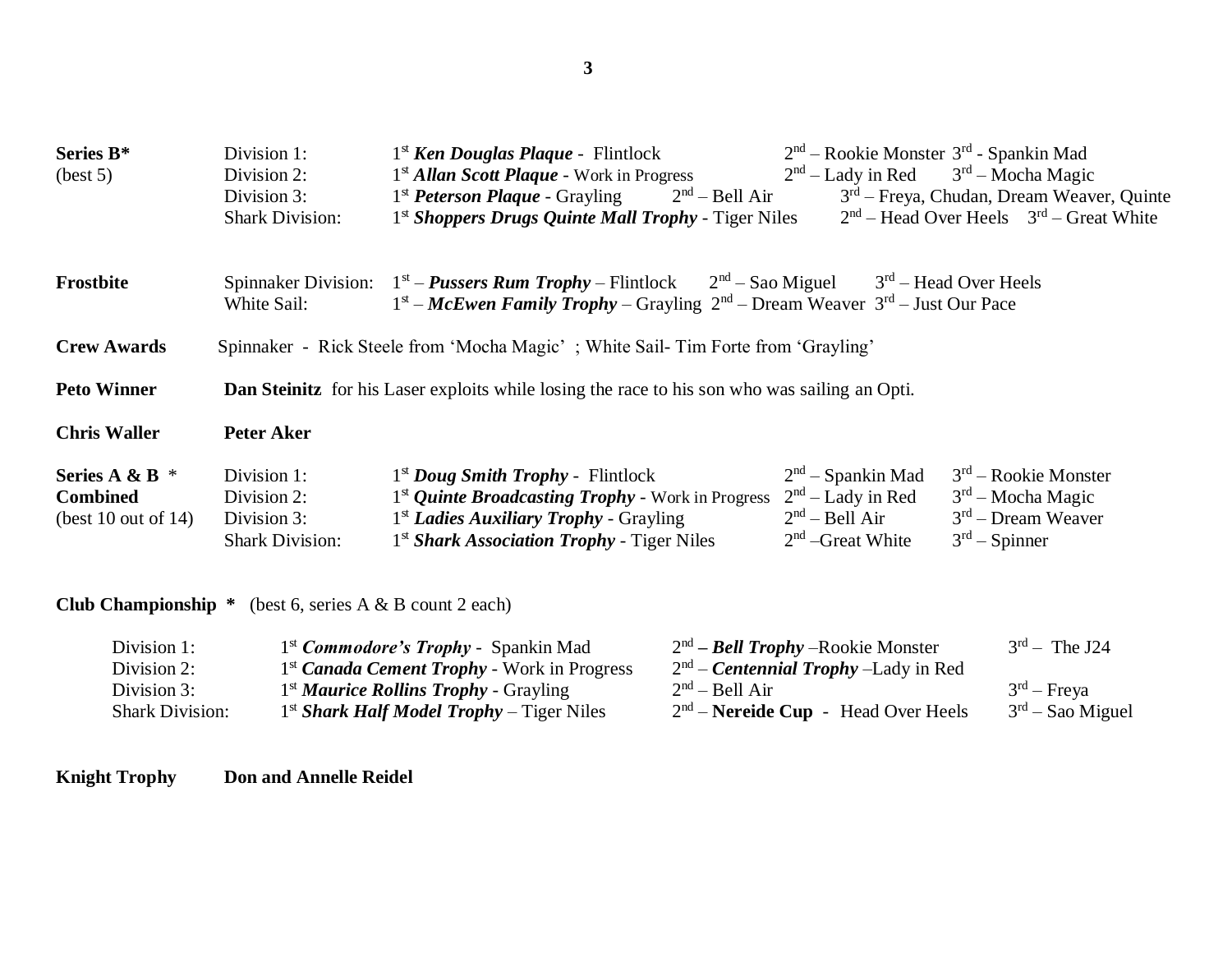| | | | | |
|---|---|---|---|---|
| **Series B*** (best 5) | Division 1: | 1st ***Ken Douglas Plaque*** - Flintlock | 2nd – Rookie Monster | 3rd - Spankin Mad |
| | Division 2: | 1st ***Allan Scott Plaque*** - Work in Progress | 2nd – Lady in Red | 3rd – Mocha Magic |
| | Division 3: | 1st ***Peterson Plaque*** - Grayling | 2nd – Bell Air | 3rd – Freya, Chudan, Dream Weaver, Quinte |
| | Shark Division: | 1st ***Shoppers Drugs Quinte Mall Trophy*** - Tiger Niles | 2nd – Head Over Heels | 3rd – Great White |

| | | | | |
|---|---|---|---|---|
| **Frostbite** | Spinnaker Division: | 1st – ***Pussers Rum Trophy*** – Flintlock | 2nd – Sao Miguel | 3rd – Head Over Heels |
| | White Sail: | 1st – ***McEwen Family Trophy*** – Grayling | 2nd – Dream Weaver | 3rd – Just Our Pace |

**Crew Awards** Spinnaker - Rick Steele from 'Mocha Magic' ; White Sail- Tim Forte from 'Grayling'

**Peto Winner** **Dan Steinitz** for his Laser exploits while losing the race to his son who was sailing an Opti.

**Chris Waller** **Peter Aker**

| | | | | |
|---|---|---|---|---|
| **Series A & B** * **Combined** (best 10 out of 14) | Division 1: | 1st ***Doug Smith Trophy*** - Flintlock | 2nd – Spankin Mad | 3rd – Rookie Monster |
| | Division 2: | 1st ***Quinte Broadcasting Trophy*** - Work in Progress | 2nd – Lady in Red | 3rd – Mocha Magic |
| | Division 3: | 1st ***Ladies Auxiliary Trophy*** - Grayling | 2nd – Bell Air | 3rd – Dream Weaver |
| | Shark Division: | 1st ***Shark Association Trophy*** - Tiger Niles | 2nd –Great White | 3rd – Spinner |

**Club Championship** * (best 6, series A & B count 2 each)

| | | | |
|---|---|---|---|
| Division 1: | 1st ***Commodore's Trophy*** - Spankin Mad | 2nd – ***Bell Trophy*** –Rookie Monster | 3rd – The J24 |
| Division 2: | 1st ***Canada Cement Trophy*** - Work in Progress | 2nd – ***Centennial Trophy*** –Lady in Red | |
| Division 3: | 1st ***Maurice Rollins Trophy*** - Grayling | 2nd – Bell Air | 3rd – Freya |
| Shark Division: | 1st ***Shark Half Model Trophy*** – Tiger Niles | 2nd – **Nereide Cup** - Head Over Heels | 3rd – Sao Miguel |

**Knight Trophy** **Don and Annelle Reidel**